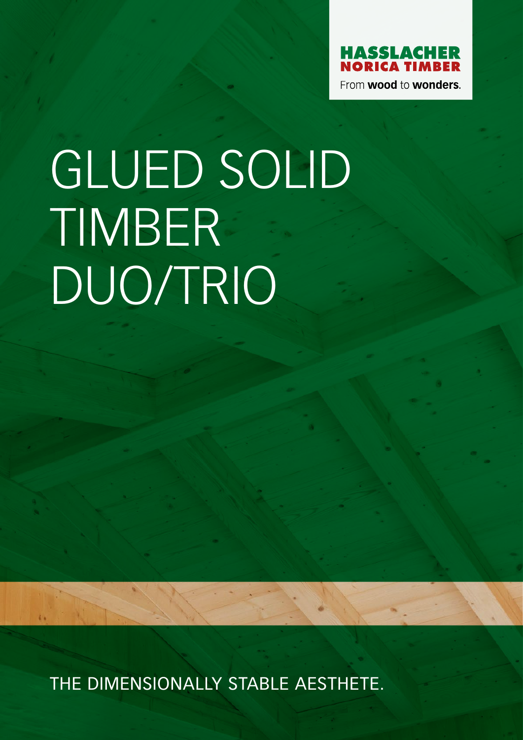HASSLACHER
NORICA TIMBER
From **wood** to **wonders**.

# GLUED SOLID TIMBER DUO/TRIO

THE DIMENSIONALLY STABLE AESTHETE.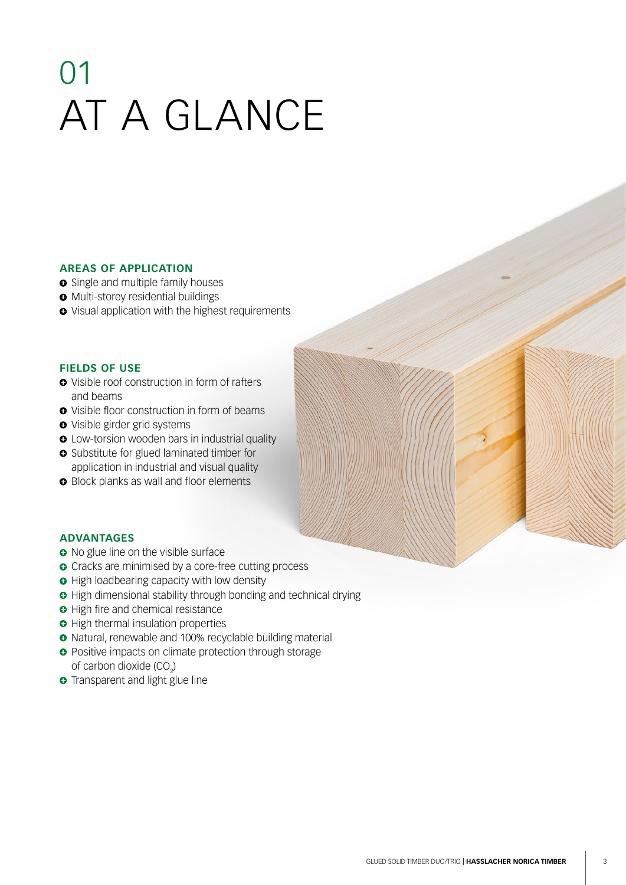# 01 AT A GLANCE

### AREAS OF APPLICATION

- Single and multiple family houses
- Multi-storey residential buildings
- Visual application with the highest requirements

### FIELDS OF USE

- Visible roof construction in form of rafters and beams
- Visible floor construction in form of beams
- Visible girder grid systems
- Low-torsion wooden bars in industrial quality
- Substitute for glued laminated timber for application in industrial and visual quality
- Block planks as wall and floor elements

### ADVANTAGES

- No glue line on the visible surface
- Cracks are minimised by a core-free cutting process
- High loadbearing capacity with low density
- High dimensional stability through bonding and technical drying
- High fire and chemical resistance
- High thermal insulation properties
- Natural, renewable and 100% recyclable building material
- Positive impacts on climate protection through storage of carbon dioxide ($CO_2$)
- Transparent and light glue line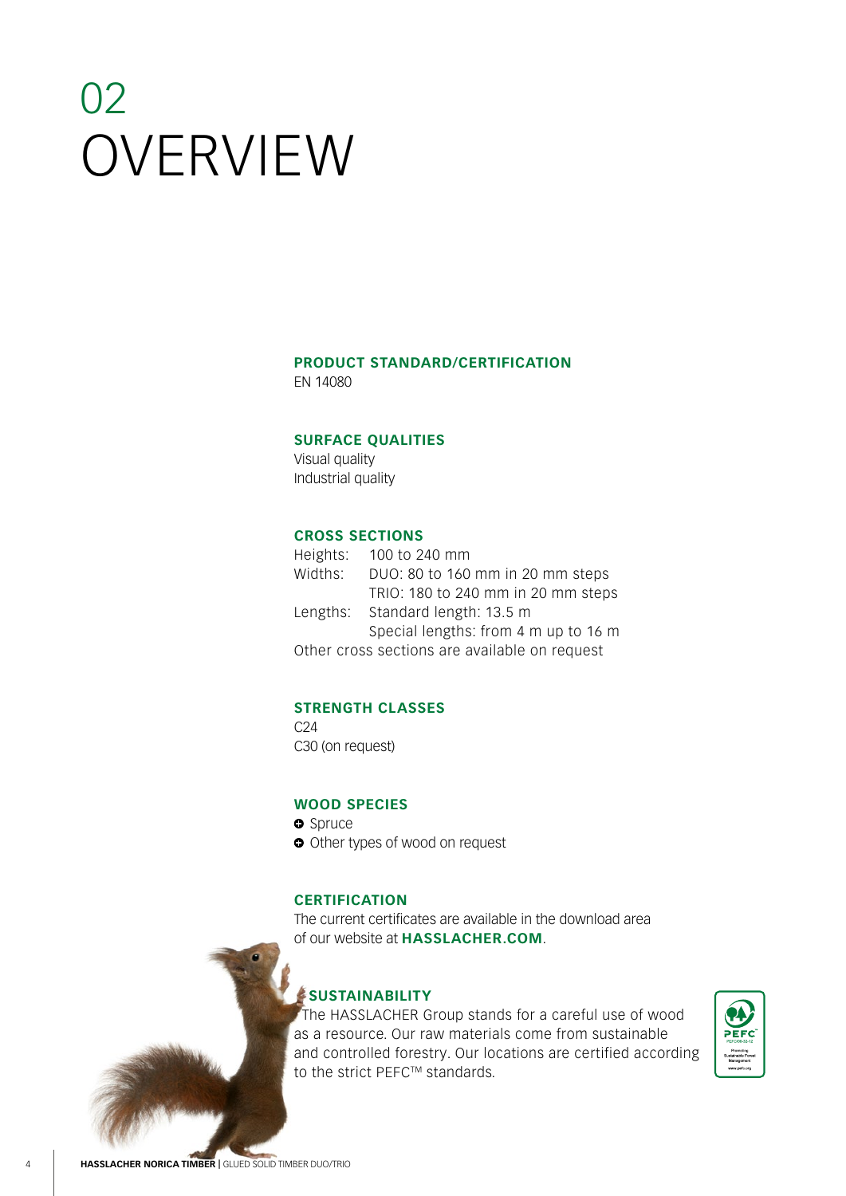# 02 OVERVIEW

### PRODUCT STANDARD/CERTIFICATION

EN 14080

### SURFACE QUALITIES

Visual quality
Industrial quality

### CROSS SECTIONS

| | |
|---|---|
| Heights: | 100 to 240 mm |
| Widths: | DUO: 80 to 160 mm in 20 mm steps |
| | TRIO: 180 to 240 mm in 20 mm steps |
| Lengths: | Standard length: 13.5 m |
| | Special lengths: from 4 m up to 16 m |

Other cross sections are available on request

### STRENGTH CLASSES

C24
C30 (on request)

### WOOD SPECIES

- Spruce
- Other types of wood on request

### CERTIFICATION

The current certificates are available in the download area of our website at **HASSLACHER.COM**.

### SUSTAINABILITY

The HASSLACHER Group stands for a careful use of wood as a resource. Our raw materials come from sustainable and controlled forestry. Our locations are certified according to the strict PEFC™ standards.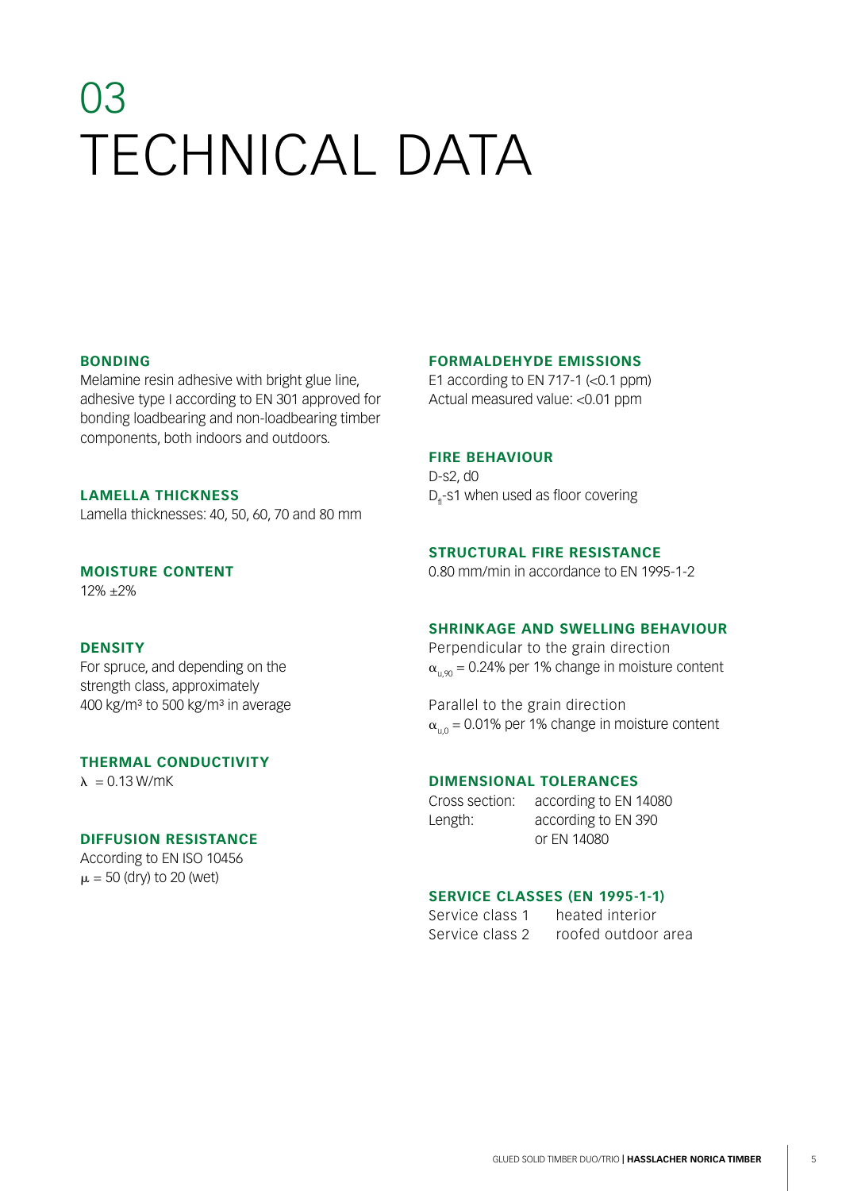# 03 TECHNICAL DATA

### BONDING

Melamine resin adhesive with bright glue line, adhesive type I according to EN 301 approved for bonding loadbearing and non-loadbearing timber components, both indoors and outdoors.

### LAMELLA THICKNESS

Lamella thicknesses: 40, 50, 60, 70 and 80 mm

### MOISTURE CONTENT

12% ±2%

### DENSITY

For spruce, and depending on the strength class, approximately 400 kg/m³ to 500 kg/m³ in average

### THERMAL CONDUCTIVITY

$\lambda = 0.13$ W/mK

### DIFFUSION RESISTANCE

According to EN ISO 10456
$\mu = 50$ (dry) to 20 (wet)

### FORMALDEHYDE EMISSIONS

E1 according to EN 717-1 (<0.1 ppm)
Actual measured value: <0.01 ppm

### FIRE BEHAVIOUR

D-s2, d0
$D_{fl}$-s1 when used as floor covering

### STRUCTURAL FIRE RESISTANCE

0.80 mm/min in accordance to EN 1995-1-2

### SHRINKAGE AND SWELLING BEHAVIOUR

Perpendicular to the grain direction
$\alpha_{u,90} = 0.24\%$ per 1% change in moisture content

Parallel to the grain direction
$\alpha_{u,0} = 0.01\%$ per 1% change in moisture content

### DIMENSIONAL TOLERANCES

| | |
|---|---|
| Cross section: | according to EN 14080 |
| Length: | according to EN 390 or EN 14080 |

### SERVICE CLASSES (EN 1995-1-1)

| | |
|---|---|
| Service class 1 | heated interior |
| Service class 2 | roofed outdoor area |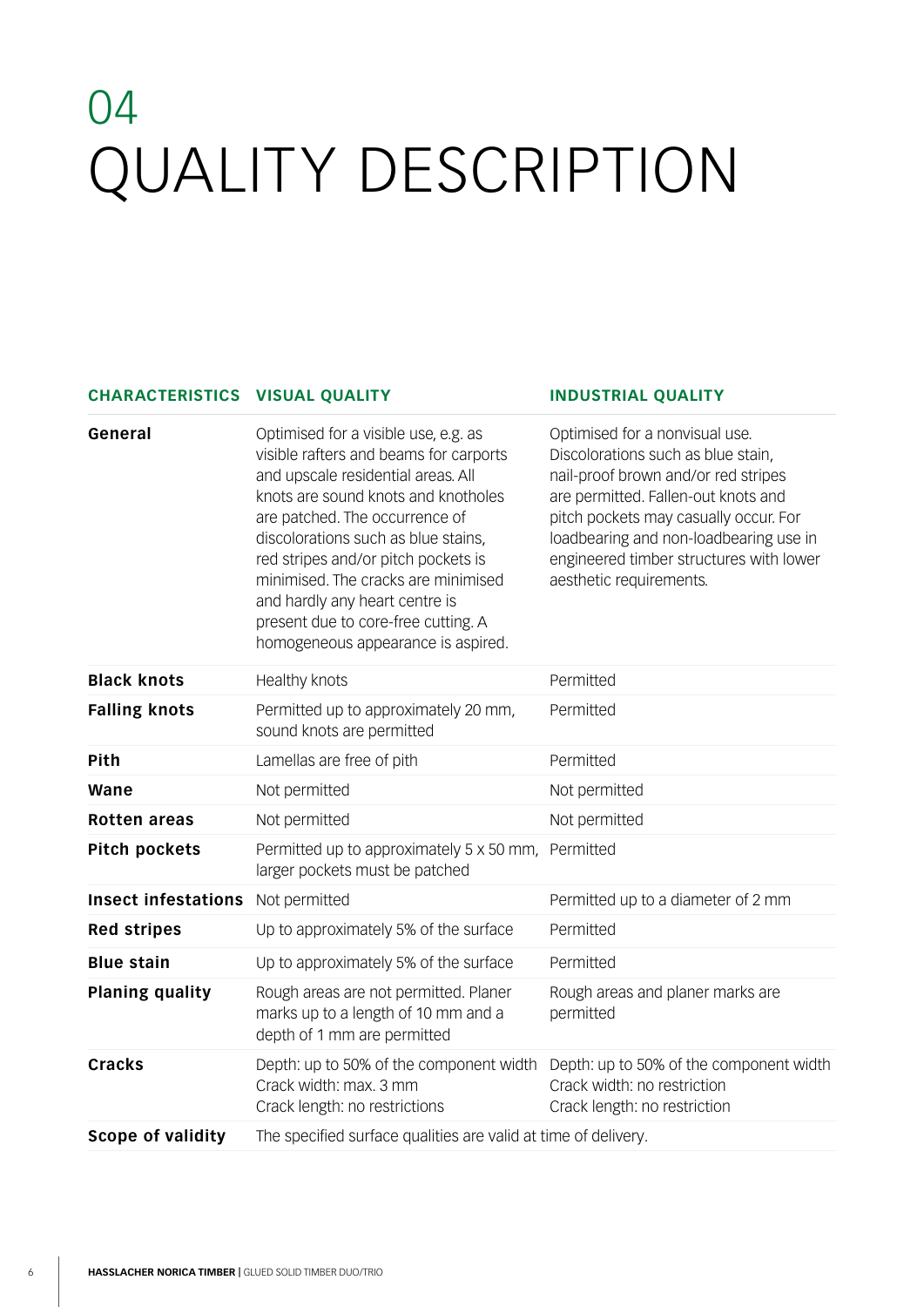# 04 QUALITY DESCRIPTION

| CHARACTERISTICS | VISUAL QUALITY | INDUSTRIAL QUALITY |
|---|---|---|
| **General** | Optimised for a visible use, e.g. as visible rafters and beams for carports and upscale residential areas. All knots are sound knots and knotholes are patched. The occurrence of discolorations such as blue stains, red stripes and/or pitch pockets is minimised. The cracks are minimised and hardly any heart centre is present due to core-free cutting. A homogeneous appearance is aspired. | Optimised for a nonvisual use. Discolorations such as blue stain, nail-proof brown and/or red stripes are permitted. Fallen-out knots and pitch pockets may casually occur. For loadbearing and non-loadbearing use in engineered timber structures with lower aesthetic requirements. |
| **Black knots** | Healthy knots | Permitted |
| **Falling knots** | Permitted up to approximately 20 mm, sound knots are permitted | Permitted |
| **Pith** | Lamellas are free of pith | Permitted |
| **Wane** | Not permitted | Not permitted |
| **Rotten areas** | Not permitted | Not permitted |
| **Pitch pockets** | Permitted up to approximately 5 x 50 mm, larger pockets must be patched | Permitted |
| **Insect infestations** | Not permitted | Permitted up to a diameter of 2 mm |
| **Red stripes** | Up to approximately 5% of the surface | Permitted |
| **Blue stain** | Up to approximately 5% of the surface | Permitted |
| **Planing quality** | Rough areas are not permitted. Planer marks up to a length of 10 mm and a depth of 1 mm are permitted | Rough areas and planer marks are permitted |
| **Cracks** | Depth: up to 50% of the component width<br>Crack width: max. 3 mm<br>Crack length: no restrictions | Depth: up to 50% of the component width<br>Crack width: no restriction<br>Crack length: no restriction |
| **Scope of validity** | The specified surface qualities are valid at time of delivery. | |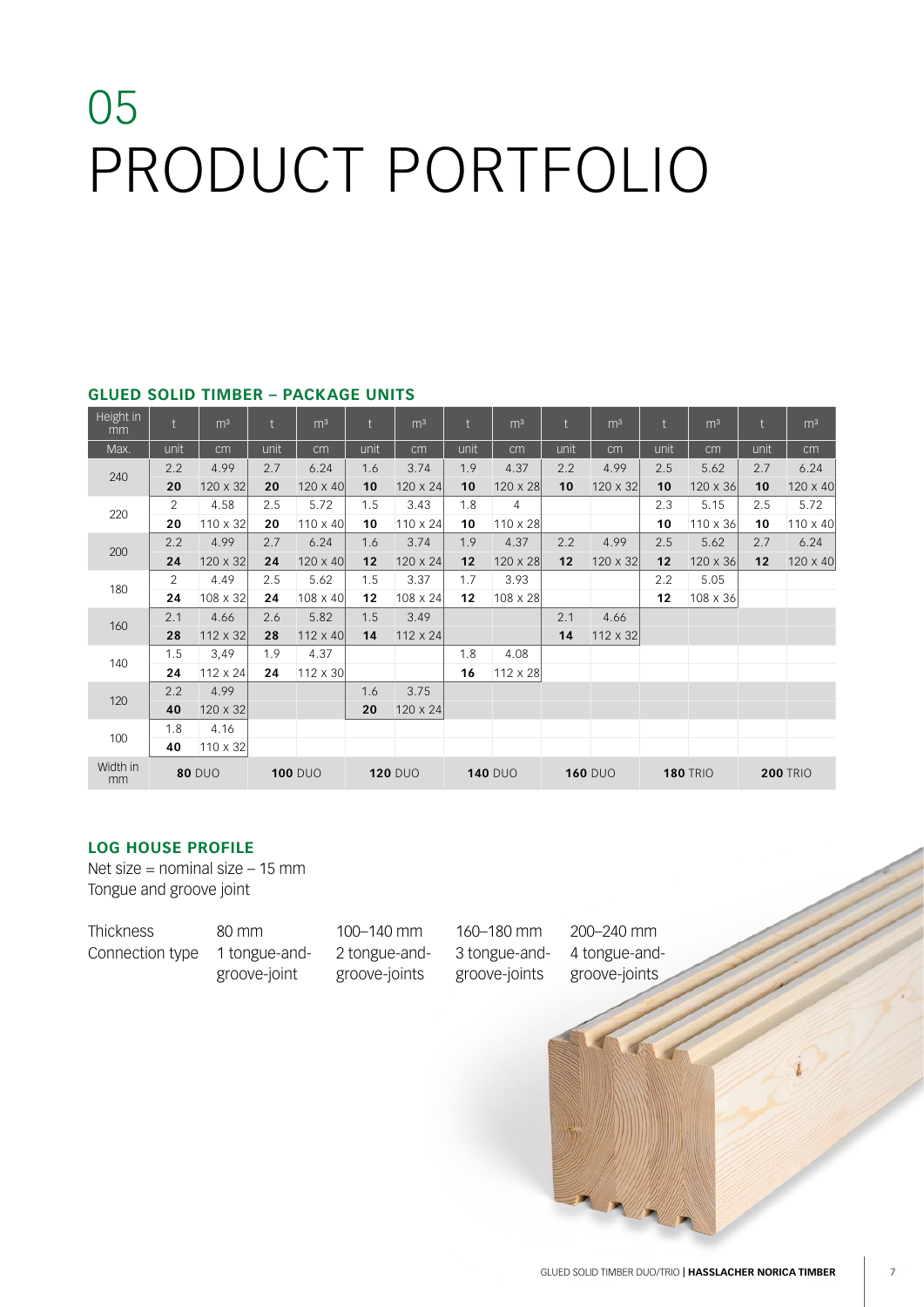# 05
# PRODUCT PORTFOLIO

## GLUED SOLID TIMBER – PACKAGE UNITS

| Height in mm | t | m³ | t | m³ | t | m³ | t | m³ | t | m³ | t | m³ | t | m³ |
|---|---|---|---|---|---|---|---|---|---|---|---|---|---|---|
| Max. | unit | cm | unit | cm | unit | cm | unit | cm | unit | cm | unit | cm | unit | cm |
| 240 | 2.2 | 4.99 | 2.7 | 6.24 | 1.6 | 3.74 | 1.9 | 4.37 | 2.2 | 4.99 | 2.5 | 5.62 | 2.7 | 6.24 |
| | **20** | 120 x 32 | **20** | 120 x 40 | **10** | 120 x 24 | **10** | 120 x 28 | **10** | 120 x 32 | **10** | 120 x 36 | **10** | 120 x 40 |
| 220 | 2 | 4.58 | 2.5 | 5.72 | 1.5 | 3.43 | 1.8 | 4 | | | 2.3 | 5.15 | 2.5 | 5.72 |
| | **20** | 110 x 32 | **20** | 110 x 40 | **10** | 110 x 24 | **10** | 110 x 28 | | | **10** | 110 x 36 | **10** | 110 x 40 |
| 200 | 2.2 | 4.99 | 2.7 | 6.24 | 1.6 | 3.74 | 1.9 | 4.37 | 2.2 | 4.99 | 2.5 | 5.62 | 2.7 | 6.24 |
| | **24** | 120 x 32 | **24** | 120 x 40 | **12** | 120 x 24 | **12** | 120 x 28 | **12** | 120 x 32 | **12** | 120 x 36 | **12** | 120 x 40 |
| 180 | 2 | 4.49 | 2.5 | 5.62 | 1.5 | 3.37 | 1.7 | 3.93 | | | 2.2 | 5.05 | | |
| | **24** | 108 x 32 | **24** | 108 x 40 | **12** | 108 x 24 | **12** | 108 x 28 | | | **12** | 108 x 36 | | |
| 160 | 2.1 | 4.66 | 2.6 | 5.82 | 1.5 | 3.49 | | | 2.1 | 4.66 | | | | |
| | **28** | 112 x 32 | **28** | 112 x 40 | **14** | 112 x 24 | | | **14** | 112 x 32 | | | | |
| 140 | 1.5 | 3,49 | 1.9 | 4.37 | | | 1.8 | 4.08 | | | | | | |
| | **24** | 112 x 24 | **24** | 112 x 30 | | | **16** | 112 x 28 | | | | | | |
| 120 | 2.2 | 4.99 | | | 1.6 | 3.75 | | | | | | | | |
| | **40** | 120 x 32 | | | **20** | 120 x 24 | | | | | | | | |
| 100 | 1.8 | 4.16 | | | | | | | | | | | | |
| | **40** | 110 x 32 | | | | | | | | | | | | |
| Width in mm | **80** DUO | | **100** DUO | | **120** DUO | | **140** DUO | | **160** DUO | | **180** TRIO | | **200** TRIO | |

## LOG HOUSE PROFILE

Net size = nominal size – 15 mm
Tongue and groove joint

| Thickness | 80 mm | 100–140 mm | 160–180 mm | 200–240 mm |
|---|---|---|---|---|
| Connection type | 1 tongue-and-groove-joint | 2 tongue-and-groove-joints | 3 tongue-and-groove-joints | 4 tongue-and-groove-joints |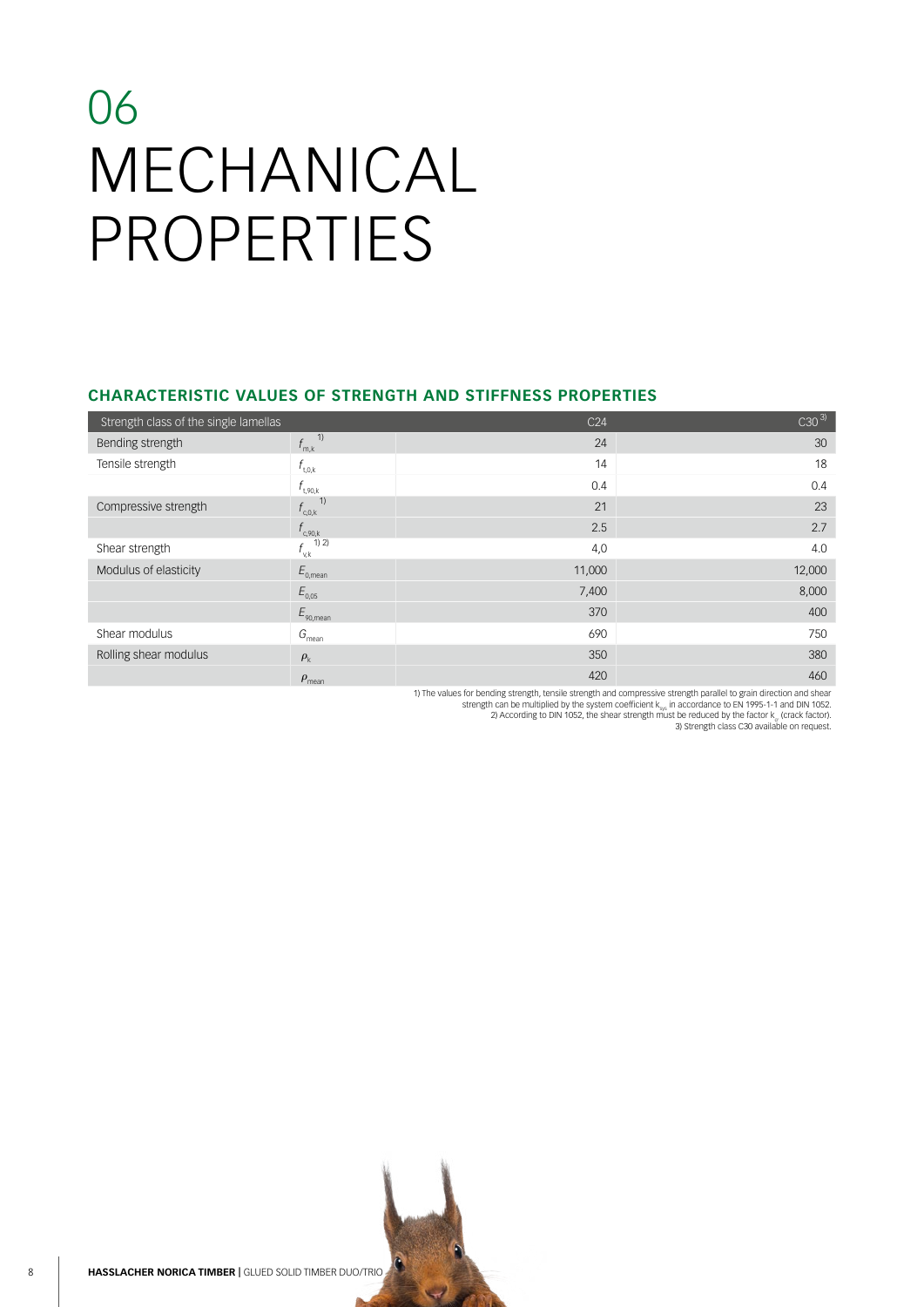# 06 MECHANICAL PROPERTIES

## CHARACTERISTIC VALUES OF STRENGTH AND STIFFNESS PROPERTIES

| Strength class of the single lamellas | | C24 | C30 [3] |
|---|---|---|---|
| Bending strength | $f_{m,k}$ [1] | 24 | 30 |
| Tensile strength | $f_{t,0,k}$ | 14 | 18 |
| | $f_{t,90,k}$ | 0.4 | 0.4 |
| Compressive strength | $f_{c,0,k}$ [1] | 21 | 23 |
| | $f_{c,90,k}$ | 2.5 | 2.7 |
| Shear strength | $f_{v,k}$ [1) 2)] | 4,0 | 4.0 |
| Modulus of elasticity | $E_{0,mean}$ | 11,000 | 12,000 |
| | $E_{0,05}$ | 7,400 | 8,000 |
| | $E_{90,mean}$ | 370 | 400 |
| Shear modulus | $G_{mean}$ | 690 | 750 |
| Rolling shear modulus | $\rho_k$ | 350 | 380 |
| | $\rho_{mean}$ | 420 | 460 |

1) The values for bending strength, tensile strength and compressive strength parallel to grain direction and shear strength can be multiplied by the system coefficient $k_{sys}$ in accordance to EN 1995-1-1 and DIN 1052.
2) According to DIN 1052, the shear strength must be reduced by the factor $k_{cr}$ (crack factor).
3) Strength class C30 available on request.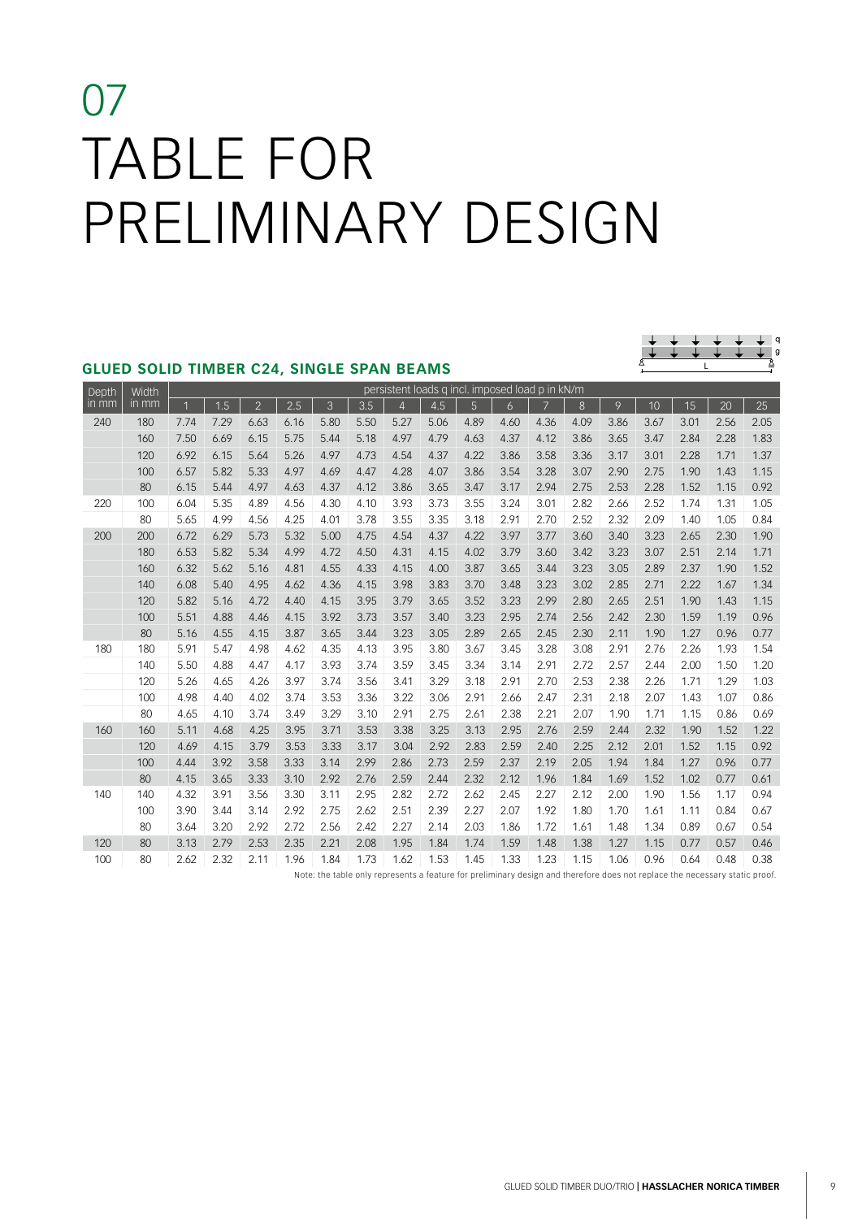# 07

# TABLE FOR PRELIMINARY DESIGN

### GLUED SOLID TIMBER C24, SINGLE SPAN BEAMS

| Depth in mm | Width in mm | persistent loads q incl. imposed load p in kN/m | | | | | | | | | | | | | | | | |
|---|---|---|---|---|---|---|---|---|---|---|---|---|---|---|---|---|---|---|
| | | 1 | 1.5 | 2 | 2.5 | 3 | 3.5 | 4 | 4.5 | 5 | 6 | 7 | 8 | 9 | 10 | 15 | 20 | 25 |
| 240 | 180 | 7.74 | 7.29 | 6.63 | 6.16 | 5.80 | 5.50 | 5.27 | 5.06 | 4.89 | 4.60 | 4.36 | 4.09 | 3.86 | 3.67 | 3.01 | 2.56 | 2.05 |
| | 160 | 7.50 | 6.69 | 6.15 | 5.75 | 5.44 | 5.18 | 4.97 | 4.79 | 4.63 | 4.37 | 4.12 | 3.86 | 3.65 | 3.47 | 2.84 | 2.28 | 1.83 |
| | 120 | 6.92 | 6.15 | 5.64 | 5.26 | 4.97 | 4.73 | 4.54 | 4.37 | 4.22 | 3.86 | 3.58 | 3.36 | 3.17 | 3.01 | 2.28 | 1.71 | 1.37 |
| | 100 | 6.57 | 5.82 | 5.33 | 4.97 | 4.69 | 4.47 | 4.28 | 4.07 | 3.86 | 3.54 | 3.28 | 3.07 | 2.90 | 2.75 | 1.90 | 1.43 | 1.15 |
| | 80 | 6.15 | 5.44 | 4.97 | 4.63 | 4.37 | 4.12 | 3.86 | 3.65 | 3.47 | 3.17 | 2.94 | 2.75 | 2.53 | 2.28 | 1.52 | 1.15 | 0.92 |
| 220 | 100 | 6.04 | 5.35 | 4.89 | 4.56 | 4.30 | 4.10 | 3.93 | 3.73 | 3.55 | 3.24 | 3.01 | 2.82 | 2.66 | 2.52 | 1.74 | 1.31 | 1.05 |
| | 80 | 5.65 | 4.99 | 4.56 | 4.25 | 4.01 | 3.78 | 3.55 | 3.35 | 3.18 | 2.91 | 2.70 | 2.52 | 2.32 | 2.09 | 1.40 | 1.05 | 0.84 |
| 200 | 200 | 6.72 | 6.29 | 5.73 | 5.32 | 5.00 | 4.75 | 4.54 | 4.37 | 4.22 | 3.97 | 3.77 | 3.60 | 3.40 | 3.23 | 2.65 | 2.30 | 1.90 |
| | 180 | 6.53 | 5.82 | 5.34 | 4.99 | 4.72 | 4.50 | 4.31 | 4.15 | 4.02 | 3.79 | 3.60 | 3.42 | 3.23 | 3.07 | 2.51 | 2.14 | 1.71 |
| | 160 | 6.32 | 5.62 | 5.16 | 4.81 | 4.55 | 4.33 | 4.15 | 4.00 | 3.87 | 3.65 | 3.44 | 3.23 | 3.05 | 2.89 | 2.37 | 1.90 | 1.52 |
| | 140 | 6.08 | 5.40 | 4.95 | 4.62 | 4.36 | 4.15 | 3.98 | 3.83 | 3.70 | 3.48 | 3.23 | 3.02 | 2.85 | 2.71 | 2.22 | 1.67 | 1.34 |
| | 120 | 5.82 | 5.16 | 4.72 | 4.40 | 4.15 | 3.95 | 3.79 | 3.65 | 3.52 | 3.23 | 2.99 | 2.80 | 2.65 | 2.51 | 1.90 | 1.43 | 1.15 |
| | 100 | 5.51 | 4.88 | 4.46 | 4.15 | 3.92 | 3.73 | 3.57 | 3.40 | 3.23 | 2.95 | 2.74 | 2.56 | 2.42 | 2.30 | 1.59 | 1.19 | 0.96 |
| | 80 | 5.16 | 4.55 | 4.15 | 3.87 | 3.65 | 3.44 | 3.23 | 3.05 | 2.89 | 2.65 | 2.45 | 2.30 | 2.11 | 1.90 | 1.27 | 0.96 | 0.77 |
| 180 | 180 | 5.91 | 5.47 | 4.98 | 4.62 | 4.35 | 4.13 | 3.95 | 3.80 | 3.67 | 3.45 | 3.28 | 3.08 | 2.91 | 2.76 | 2.26 | 1.93 | 1.54 |
| | 140 | 5.50 | 4.88 | 4.47 | 4.17 | 3.93 | 3.74 | 3.59 | 3.45 | 3.34 | 3.14 | 2.91 | 2.72 | 2.57 | 2.44 | 2.00 | 1.50 | 1.20 |
| | 120 | 5.26 | 4.65 | 4.26 | 3.97 | 3.74 | 3.56 | 3.41 | 3.29 | 3.18 | 2.91 | 2.70 | 2.53 | 2.38 | 2.26 | 1.71 | 1.29 | 1.03 |
| | 100 | 4.98 | 4.40 | 4.02 | 3.74 | 3.53 | 3.36 | 3.22 | 3.06 | 2.91 | 2.66 | 2.47 | 2.31 | 2.18 | 2.07 | 1.43 | 1.07 | 0.86 |
| | 80 | 4.65 | 4.10 | 3.74 | 3.49 | 3.29 | 3.10 | 2.91 | 2.75 | 2.61 | 2.38 | 2.21 | 2.07 | 1.90 | 1.71 | 1.15 | 0.86 | 0.69 |
| 160 | 160 | 5.11 | 4.68 | 4.25 | 3.95 | 3.71 | 3.53 | 3.38 | 3.25 | 3.13 | 2.95 | 2.76 | 2.59 | 2.44 | 2.32 | 1.90 | 1.52 | 1.22 |
| | 120 | 4.69 | 4.15 | 3.79 | 3.53 | 3.33 | 3.17 | 3.04 | 2.92 | 2.83 | 2.59 | 2.40 | 2.25 | 2.12 | 2.01 | 1.52 | 1.15 | 0.92 |
| | 100 | 4.44 | 3.92 | 3.58 | 3.33 | 3.14 | 2.99 | 2.86 | 2.73 | 2.59 | 2.37 | 2.19 | 2.05 | 1.94 | 1.84 | 1.27 | 0.96 | 0.77 |
| | 80 | 4.15 | 3.65 | 3.33 | 3.10 | 2.92 | 2.76 | 2.59 | 2.44 | 2.32 | 2.12 | 1.96 | 1.84 | 1.69 | 1.52 | 1.02 | 0.77 | 0.61 |
| 140 | 140 | 4.32 | 3.91 | 3.56 | 3.30 | 3.11 | 2.95 | 2.82 | 2.72 | 2.62 | 2.45 | 2.27 | 2.12 | 2.00 | 1.90 | 1.56 | 1.17 | 0.94 |
| | 100 | 3.90 | 3.44 | 3.14 | 2.92 | 2.75 | 2.62 | 2.51 | 2.39 | 2.27 | 2.07 | 1.92 | 1.80 | 1.70 | 1.61 | 1.11 | 0.84 | 0.67 |
| | 80 | 3.64 | 3.20 | 2.92 | 2.72 | 2.56 | 2.42 | 2.27 | 2.14 | 2.03 | 1.86 | 1.72 | 1.61 | 1.48 | 1.34 | 0.89 | 0.67 | 0.54 |
| 120 | 80 | 3.13 | 2.79 | 2.53 | 2.35 | 2.21 | 2.08 | 1.95 | 1.84 | 1.74 | 1.59 | 1.48 | 1.38 | 1.27 | 1.15 | 0.77 | 0.57 | 0.46 |
| 100 | 80 | 2.62 | 2.32 | 2.11 | 1.96 | 1.84 | 1.73 | 1.62 | 1.53 | 1.45 | 1.33 | 1.23 | 1.15 | 1.06 | 0.96 | 0.64 | 0.48 | 0.38 |

Note: the table only represents a feature for preliminary design and therefore does not replace the necessary static proof.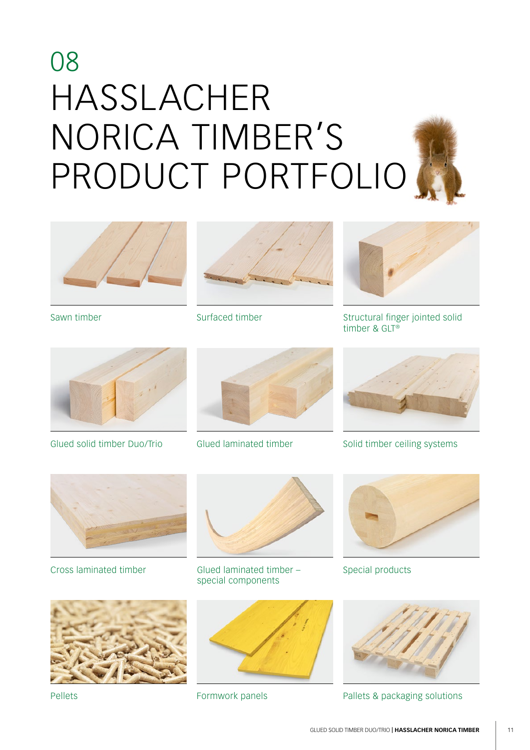# 08
# HASSLACHER NORICA TIMBER'S PRODUCT PORTFOLIO

Sawn timber

Surfaced timber

Structural finger jointed solid timber & GLT®

Glued solid timber Duo/Trio

Glued laminated timber

Solid timber ceiling systems

Cross laminated timber

Glued laminated timber – special components

Special products

Pellets

Formwork panels

Pallets & packaging solutions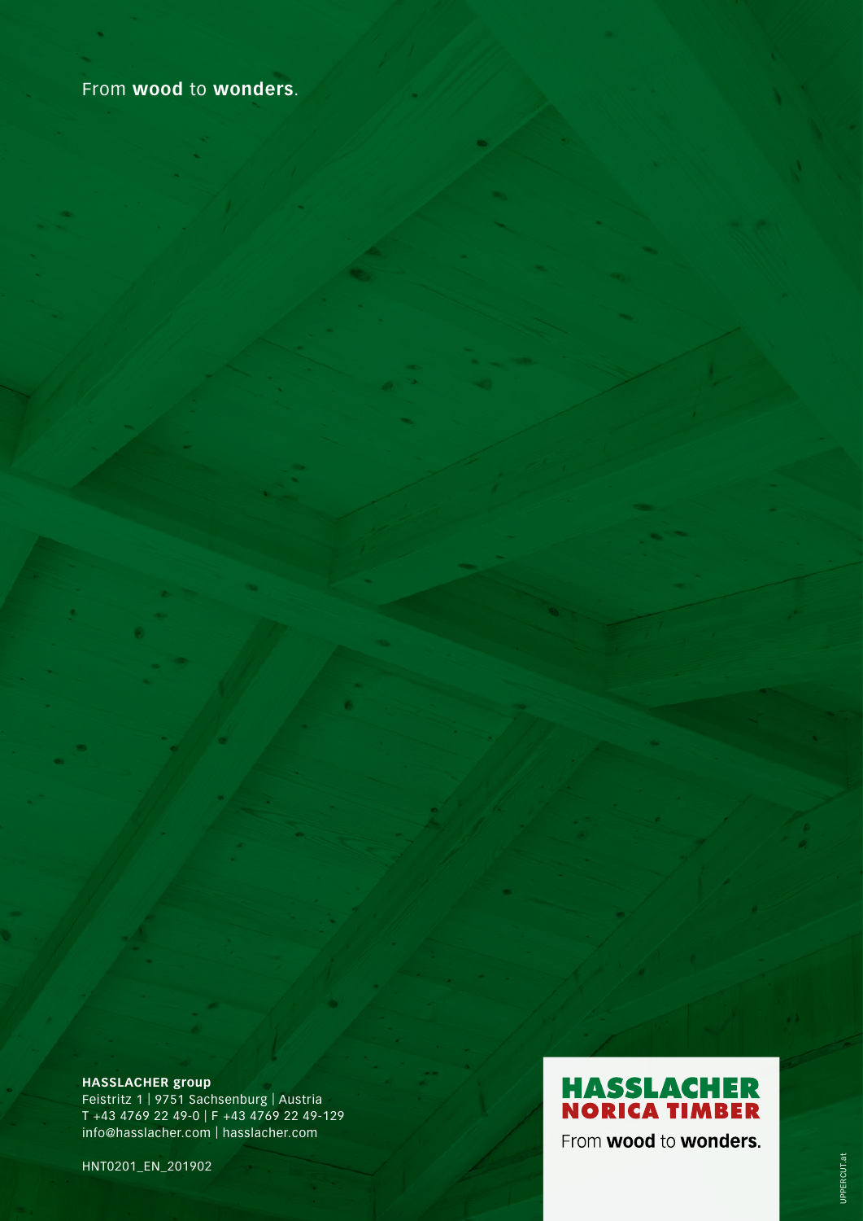From **wood** to **wonders**.

**HASSLACHER group**
Feistritz 1 | 9751 Sachsenburg | Austria
T +43 4769 22 49-0 | F +43 4769 22 49-129
info@hasslacher.com | hasslacher.com

HNT0201_EN_201902

**HASSLACHER**
**NORICA TIMBER**
From **wood** to **wonders**.

UPPERCUT.at